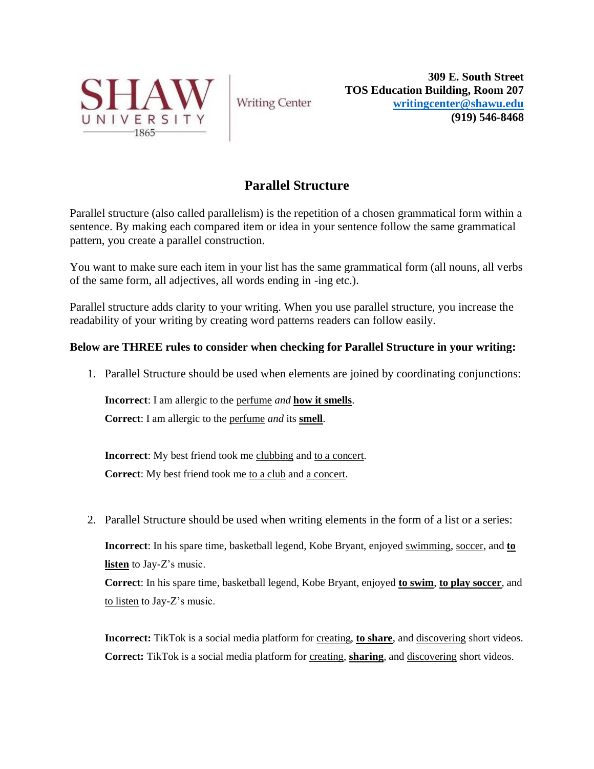SHAW UNIVERSITY 1865 | Writing Center

**309 E. South Street**
**TOS Education Building, Room 207**
**writingcenter@shawu.edu**
**(919) 546-8468**

# Parallel Structure

Parallel structure (also called parallelism) is the repetition of a chosen grammatical form within a sentence. By making each compared item or idea in your sentence follow the same grammatical pattern, you create a parallel construction.

You want to make sure each item in your list has the same grammatical form (all nouns, all verbs of the same form, all adjectives, all words ending in -ing etc.).

Parallel structure adds clarity to your writing. When you use parallel structure, you increase the readability of your writing by creating word patterns readers can follow easily.

**Below are THREE rules to consider when checking for Parallel Structure in your writing:**

1. Parallel Structure should be used when elements are joined by coordinating conjunctions:

   **Incorrect**: I am allergic to the perfume *and* **how it smells**.

   **Correct**: I am allergic to the perfume *and* its **smell**.

   **Incorrect**: My best friend took me clubbing and to a concert.

   **Correct**: My best friend took me to a club and a concert.

2. Parallel Structure should be used when writing elements in the form of a list or a series:

   **Incorrect**: In his spare time, basketball legend, Kobe Bryant, enjoyed swimming, soccer, and **to listen** to Jay-Z's music.

   **Correct**: In his spare time, basketball legend, Kobe Bryant, enjoyed **to swim**, **to play soccer**, and to listen to Jay-Z's music.

   **Incorrect:** TikTok is a social media platform for creating, **to share**, and discovering short videos.

   **Correct:** TikTok is a social media platform for creating, **sharing**, and discovering short videos.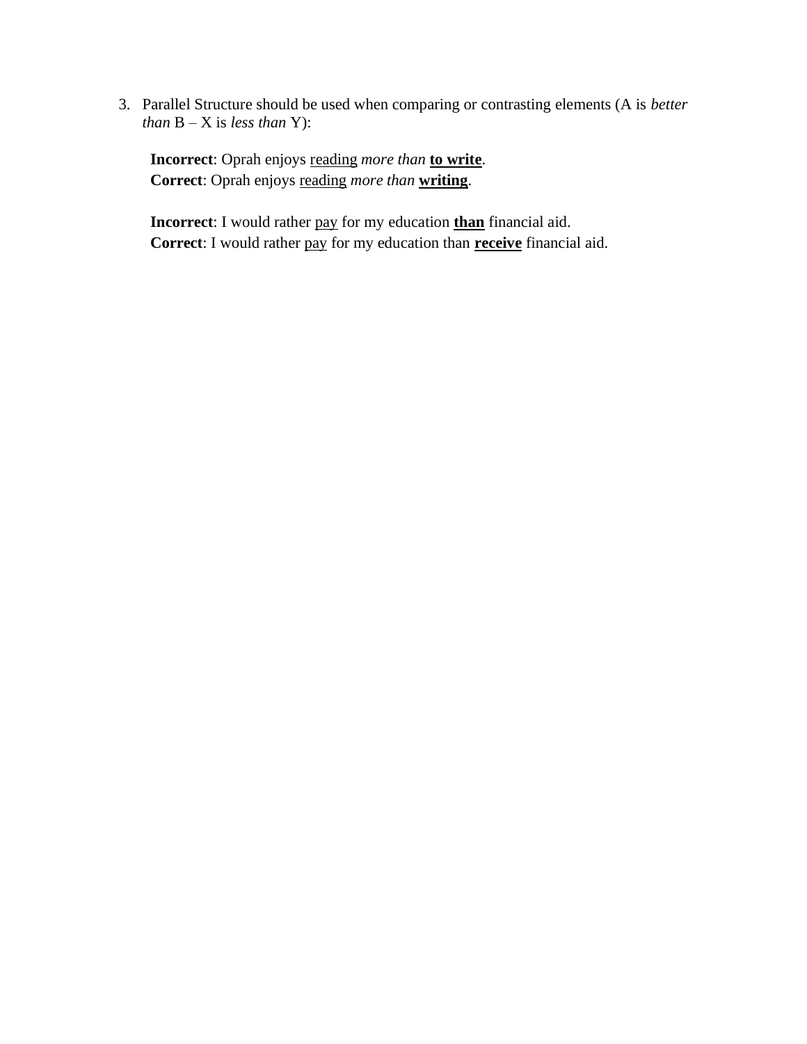3. Parallel Structure should be used when comparing or contrasting elements (A is *better than* B – X is *less than* Y):

   **Incorrect**: Oprah enjoys <u>reading</u> *more than* **<u>to write</u>**.
   **Correct**: Oprah enjoys <u>reading</u> *more than* **<u>writing</u>**.

   **Incorrect**: I would rather <u>pay</u> for my education **<u>than</u>** financial aid.
   **Correct**: I would rather <u>pay</u> for my education than **<u>receive</u>** financial aid.